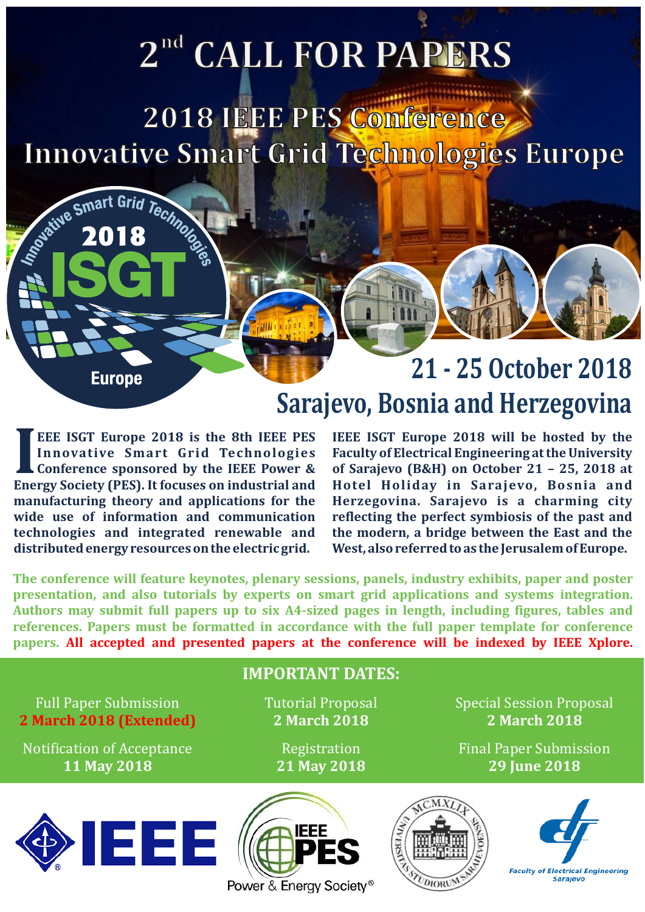# 2nd CALL FOR PAPERS

## 2018 IEEE PES Conference Innovative Smart Grid Technologies Europe

Innovative Smart Grid Technologies 2018 ISGT Europe

## 21 - 25 October 2018
## Sarajevo, Bosnia and Herzegovina

**IEEE ISGT Europe 2018 is the 8th IEEE PES Innovative Smart Grid Technologies Conference sponsored by the IEEE Power & Energy Society (PES). It focuses on industrial and manufacturing theory and applications for the wide use of information and communication technologies and integrated renewable and distributed energy resources on the electric grid.**

**IEEE ISGT Europe 2018 will be hosted by the Faculty of Electrical Engineering at the University of Sarajevo (B&H) on October 21 – 25, 2018 at Hotel Holiday in Sarajevo, Bosnia and Herzegovina. Sarajevo is a charming city reflecting the perfect symbiosis of the past and the modern, a bridge between the East and the West, also referred to as the Jerusalem of Europe.**

**The conference will feature keynotes, plenary sessions, panels, industry exhibits, paper and poster presentation, and also tutorials by experts on smart grid applications and systems integration. Authors may submit full papers up to six A4-sized pages in length, including figures, tables and references. Papers must be formatted in accordance with the full paper template for conference papers. All accepted and presented papers at the conference will be indexed by IEEE Xplore.**

## IMPORTANT DATES:

| | | |
|---|---|---|
| Full Paper Submission **2 March 2018 (Extended)** | Tutorial Proposal **2 March 2018** | Special Session Proposal **2 March 2018** |
| Notification of Acceptance **11 May 2018** | Registration **21 May 2018** | Final Paper Submission **29 June 2018** |

IEEE | IEEE PES Power & Energy Society® | Universitas Studiorum Saraievoensis MCMXLIX | Faculty of Electrical Engineering Sarajevo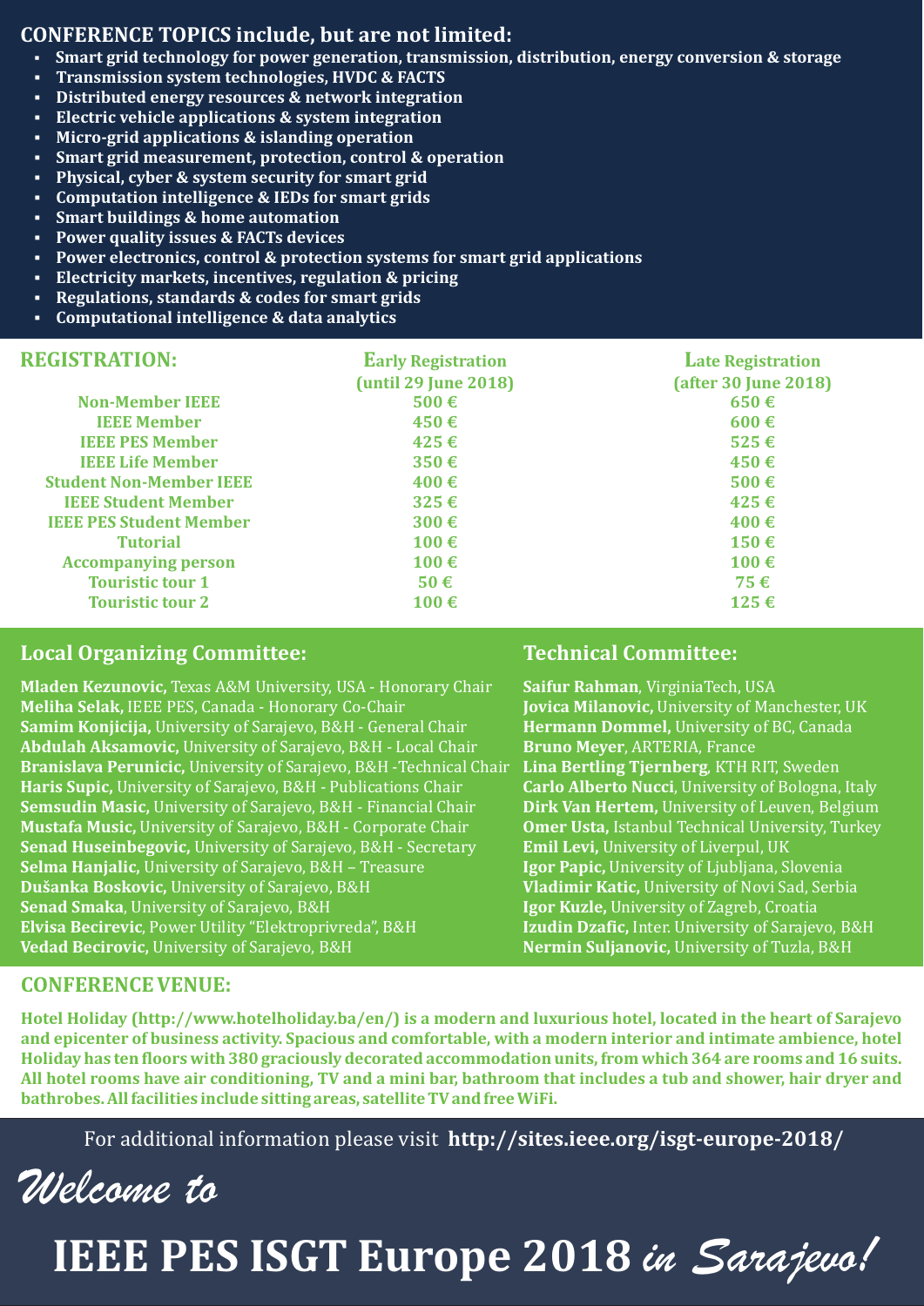## CONFERENCE TOPICS include, but are not limited:

- **Smart grid technology for power generation, transmission, distribution, energy conversion & storage**
- **Transmission system technologies, HVDC & FACTS**
- **Distributed energy resources & network integration**
- **Electric vehicle applications & system integration**
- **Micro-grid applications & islanding operation**
- **Smart grid measurement, protection, control & operation**
- **Physical, cyber & system security for smart grid**
- **Computation intelligence & IEDs for smart grids**
- **Smart buildings & home automation**
- **Power quality issues & FACTs devices**
- **Power electronics, control & protection systems for smart grid applications**
- **Electricity markets, incentives, regulation & pricing**
- **Regulations, standards & codes for smart grids**
- **Computational intelligence & data analytics**

## REGISTRATION:

| | Early Registration (until 29 June 2018) | Late Registration (after 30 June 2018) |
|---|---|---|
| Non-Member IEEE | 500 € | 650 € |
| IEEE Member | 450 € | 600 € |
| IEEE PES Member | 425 € | 525 € |
| IEEE Life Member | 350 € | 450 € |
| Student Non-Member IEEE | 400 € | 500 € |
| IEEE Student Member | 325 € | 425 € |
| IEEE PES Student Member | 300 € | 400 € |
| Tutorial | 100 € | 150 € |
| Accompanying person | 100 € | 100 € |
| Touristic tour 1 | 50 € | 75 € |
| Touristic tour 2 | 100 € | 125 € |

## Local Organizing Committee:

**Mladen Kezunovic,** Texas A&M University, USA - Honorary Chair
**Meliha Selak,** IEEE PES, Canada - Honorary Co-Chair
**Samim Konjicija,** University of Sarajevo, B&H - General Chair
**Abdulah Aksamovic,** University of Sarajevo, B&H - Local Chair
**Branislava Perunicic,** University of Sarajevo, B&H -Technical Chair
**Haris Supic,** University of Sarajevo, B&H - Publications Chair
**Semsudin Masic,** University of Sarajevo, B&H - Financial Chair
**Mustafa Music,** University of Sarajevo, B&H - Corporate Chair
**Senad Huseinbegovic,** University of Sarajevo, B&H - Secretary
**Selma Hanjalic,** University of Sarajevo, B&H – Treasure
**Dušanka Boskovic,** University of Sarajevo, B&H
**Senad Smaka**, University of Sarajevo, B&H
**Elvisa Becirevic**, Power Utility "Elektroprivreda", B&H
**Vedad Becirovic,** University of Sarajevo, B&H

## Technical Committee:

**Saifur Rahman**, VirginiaTech, USA
**Jovica Milanovic,** University of Manchester, UK
**Hermann Dommel,** University of BC, Canada
**Bruno Meyer**, ARTERIA, France
**Lina Bertling Tjernberg**, KTH RIT, Sweden
**Carlo Alberto Nucci**, University of Bologna, Italy
**Dirk Van Hertem,** University of Leuven, Belgium
**Omer Usta,** Istanbul Technical University, Turkey
**Emil Levi,** University of Liverpul, UK
**Igor Papic,** University of Ljubljana, Slovenia
**Vladimir Katic,** University of Novi Sad, Serbia
**Igor Kuzle,** University of Zagreb, Croatia
**Izudin Dzafic,** Inter. University of Sarajevo, B&H
**Nermin Suljanovic,** University of Tuzla, B&H

## CONFERENCE VENUE:

**Hotel Holiday (http://www.hotelholiday.ba/en/) is a modern and luxurious hotel, located in the heart of Sarajevo and epicenter of business activity. Spacious and comfortable, with a modern interior and intimate ambience, hotel Holiday has ten floors with 380 graciously decorated accommodation units, from which 364 are rooms and 16 suits. All hotel rooms have air conditioning, TV and a mini bar, bathroom that includes a tub and shower, hair dryer and bathrobes. All facilities include sitting areas, satellite TV and free WiFi.**

For additional information please visit **http://sites.ieee.org/isgt-europe-2018/**

*Welcome to*

# IEEE PES ISGT Europe 2018 *in Sarajevo!*